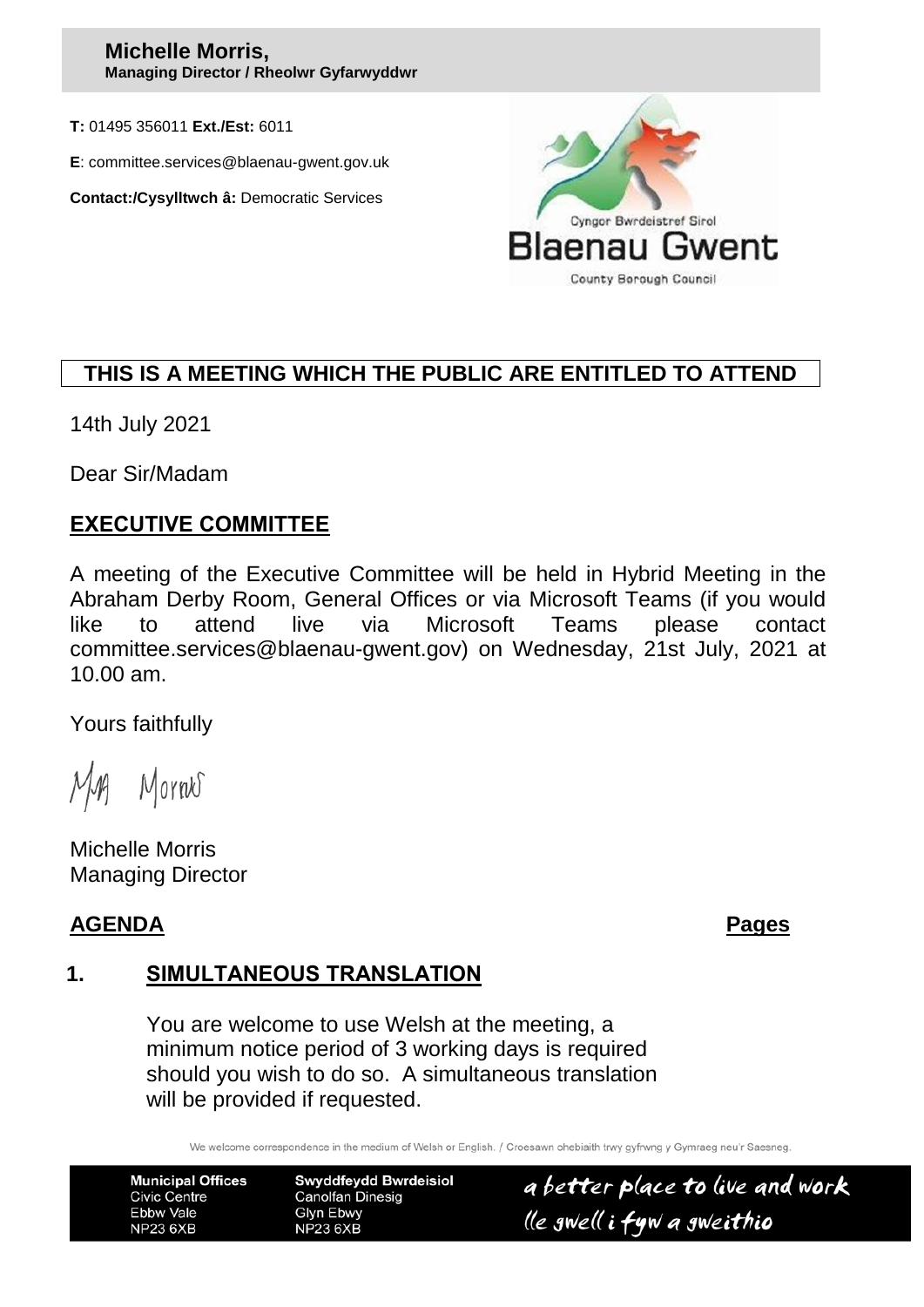**Michelle Morris,**
**Managing Director / Rheolwr Gyfarwyddwr**

**T:** 01495 356011 **Ext./Est:** 6011

**E**: committee.services@blaenau-gwent.gov.uk

**Contact:/Cysylltwch â:** Democratic Services

Cyngor Bwrdeistref Sirol
Blaenau Gwent
County Borough Council

**THIS IS A MEETING WHICH THE PUBLIC ARE ENTITLED TO ATTEND**

14th July 2021

Dear Sir/Madam

## EXECUTIVE COMMITTEE

A meeting of the Executive Committee will be held in Hybrid Meeting in the Abraham Derby Room, General Offices or via Microsoft Teams (if you would like to attend live via Microsoft Teams please contact committee.services@blaenau-gwent.gov) on Wednesday, 21st July, 2021 at 10.00 am.

Yours faithfully

Michelle Morris
Managing Director

**AGENDA** **Pages**

### 1. SIMULTANEOUS TRANSLATION

You are welcome to use Welsh at the meeting, a minimum notice period of 3 working days is required should you wish to do so. A simultaneous translation will be provided if requested.

We welcome correspondence in the medium of Welsh or English. / Croesawn ohebiaith trwy gyfrwng y Gymraeg neu'r Saesneg.

**Municipal Offices**
Civic Centre
Ebbw Vale
NP23 6XB

**Swyddfeydd Bwrdeisiol**
Canolfan Dinesig
Glyn Ebwy
NP23 6XB

a better place to live and work
lle gwell i fyw a gweithio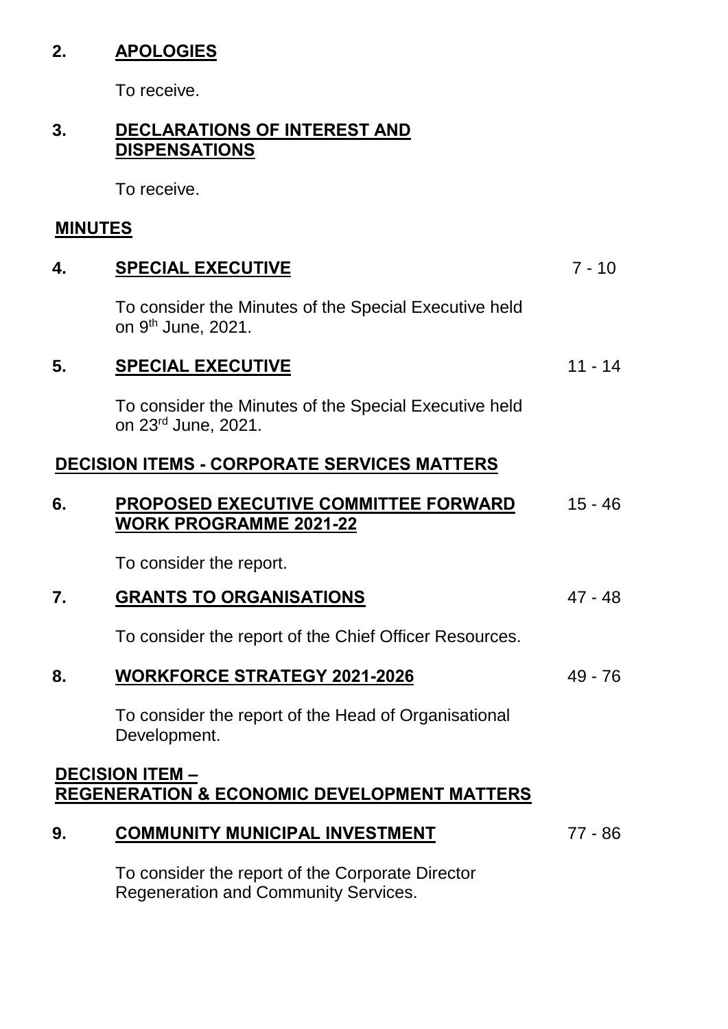**2. APOLOGIES**

To receive.

**3. DECLARATIONS OF INTEREST AND DISPENSATIONS**

To receive.

**MINUTES**

| | | |
|---|---|---|
| **4.** | **SPECIAL EXECUTIVE** | 7 - 10 |
| | To consider the Minutes of the Special Executive held on 9th June, 2021. | |
| **5.** | **SPECIAL EXECUTIVE** | 11 - 14 |
| | To consider the Minutes of the Special Executive held on 23rd June, 2021. | |

**DECISION ITEMS - CORPORATE SERVICES MATTERS**

| | | |
|---|---|---|
| **6.** | **PROPOSED EXECUTIVE COMMITTEE FORWARD WORK PROGRAMME 2021-22** | 15 - 46 |
| | To consider the report. | |
| **7.** | **GRANTS TO ORGANISATIONS** | 47 - 48 |
| | To consider the report of the Chief Officer Resources. | |
| **8.** | **WORKFORCE STRATEGY 2021-2026** | 49 - 76 |
| | To consider the report of the Head of Organisational Development. | |

**DECISION ITEM – REGENERATION & ECONOMIC DEVELOPMENT MATTERS**

| | | |
|---|---|---|
| **9.** | **COMMUNITY MUNICIPAL INVESTMENT** | 77 - 86 |
| | To consider the report of the Corporate Director Regeneration and Community Services. | |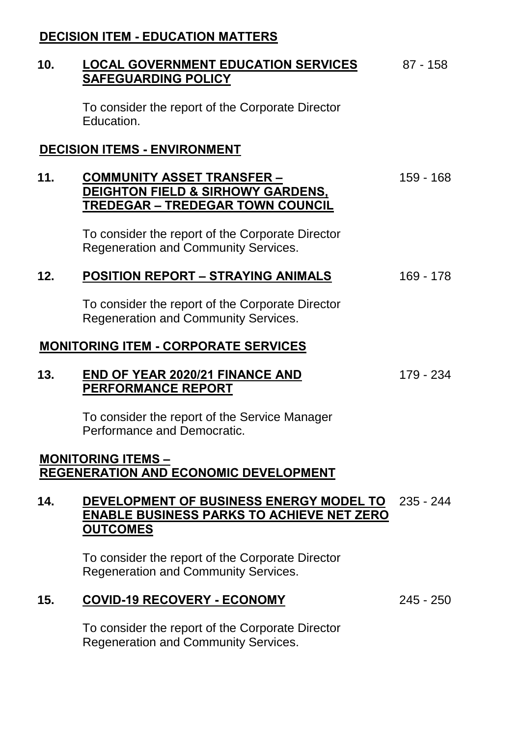**DECISION ITEM - EDUCATION MATTERS**

| | | |
|---|---|---|
| **10.** | **LOCAL GOVERNMENT EDUCATION SERVICES SAFEGUARDING POLICY** | 87 - 158 |
| | To consider the report of the Corporate Director Education. | |

**DECISION ITEMS - ENVIRONMENT**

| | | |
|---|---|---|
| **11.** | **COMMUNITY ASSET TRANSFER – DEIGHTON FIELD & SIRHOWY GARDENS, TREDEGAR – TREDEGAR TOWN COUNCIL** | 159 - 168 |
| | To consider the report of the Corporate Director Regeneration and Community Services. | |
| **12.** | **POSITION REPORT – STRAYING ANIMALS** | 169 - 178 |
| | To consider the report of the Corporate Director Regeneration and Community Services. | |

**MONITORING ITEM - CORPORATE SERVICES**

| | | |
|---|---|---|
| **13.** | **END OF YEAR 2020/21 FINANCE AND PERFORMANCE REPORT** | 179 - 234 |
| | To consider the report of the Service Manager Performance and Democratic. | |

**MONITORING ITEMS – REGENERATION AND ECONOMIC DEVELOPMENT**

| | | |
|---|---|---|
| **14.** | **DEVELOPMENT OF BUSINESS ENERGY MODEL TO ENABLE BUSINESS PARKS TO ACHIEVE NET ZERO OUTCOMES** | 235 - 244 |
| | To consider the report of the Corporate Director Regeneration and Community Services. | |
| **15.** | **COVID-19 RECOVERY - ECONOMY** | 245 - 250 |
| | To consider the report of the Corporate Director Regeneration and Community Services. | |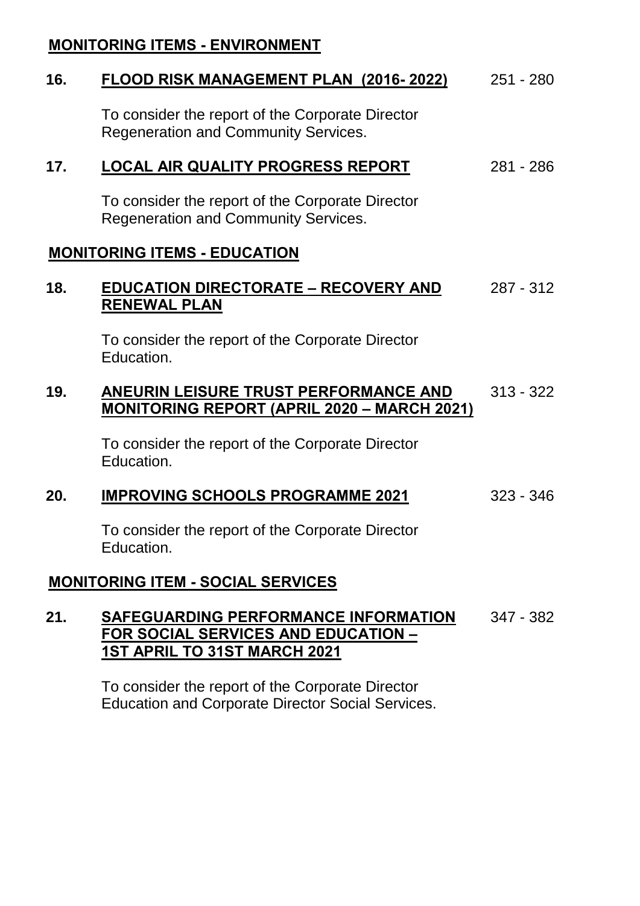## MONITORING ITEMS - ENVIRONMENT

| | | |
|---|---|---|
| **16.** | **FLOOD RISK MANAGEMENT PLAN (2016- 2022)**<br><br>To consider the report of the Corporate Director Regeneration and Community Services. | 251 - 280 |
| **17.** | **LOCAL AIR QUALITY PROGRESS REPORT**<br><br>To consider the report of the Corporate Director Regeneration and Community Services. | 281 - 286 |

## MONITORING ITEMS - EDUCATION

| | | |
|---|---|---|
| **18.** | **EDUCATION DIRECTORATE – RECOVERY AND RENEWAL PLAN**<br><br>To consider the report of the Corporate Director Education. | 287 - 312 |
| **19.** | **ANEURIN LEISURE TRUST PERFORMANCE AND MONITORING REPORT (APRIL 2020 – MARCH 2021)**<br><br>To consider the report of the Corporate Director Education. | 313 - 322 |
| **20.** | **IMPROVING SCHOOLS PROGRAMME 2021**<br><br>To consider the report of the Corporate Director Education. | 323 - 346 |

## MONITORING ITEM - SOCIAL SERVICES

| | | |
|---|---|---|
| **21.** | **SAFEGUARDING PERFORMANCE INFORMATION FOR SOCIAL SERVICES AND EDUCATION – 1ST APRIL TO 31ST MARCH 2021**<br><br>To consider the report of the Corporate Director Education and Corporate Director Social Services. | 347 - 382 |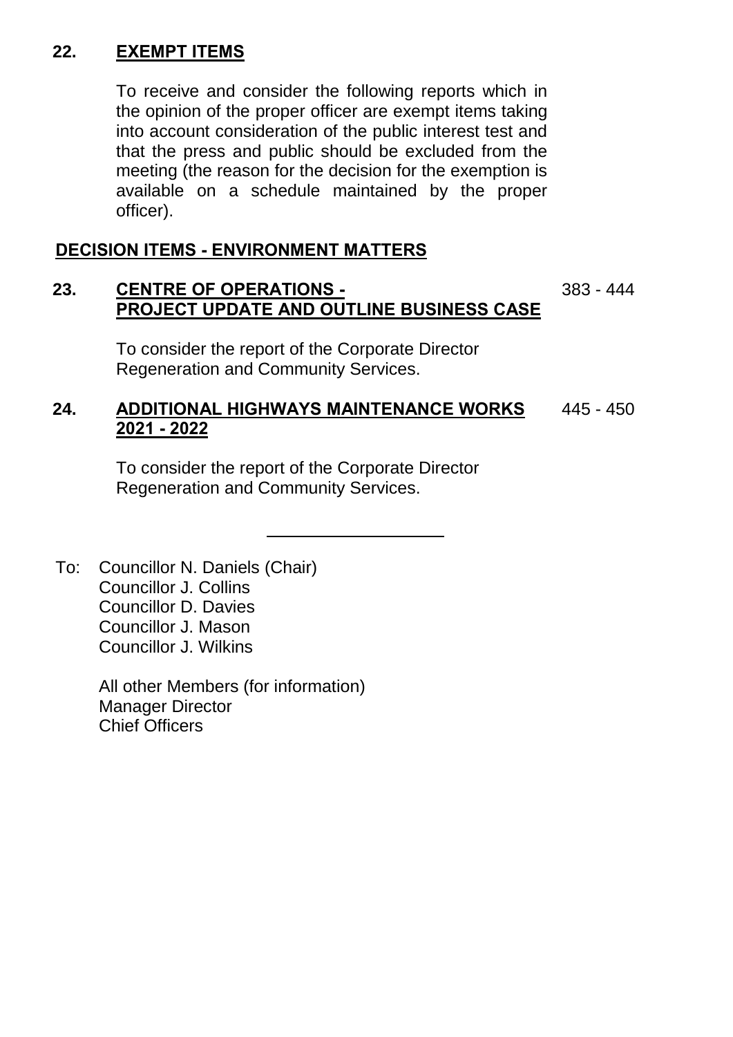## 22. **EXEMPT ITEMS**

To receive and consider the following reports which in the opinion of the proper officer are exempt items taking into account consideration of the public interest test and that the press and public should be excluded from the meeting (the reason for the decision for the exemption is available on a schedule maintained by the proper officer).

## **DECISION ITEMS - ENVIRONMENT MATTERS**

### 23. **CENTRE OF OPERATIONS - PROJECT UPDATE AND OUTLINE BUSINESS CASE** — 383 - 444

To consider the report of the Corporate Director Regeneration and Community Services.

### 24. **ADDITIONAL HIGHWAYS MAINTENANCE WORKS 2021 - 2022** — 445 - 450

To consider the report of the Corporate Director Regeneration and Community Services.

---

To: Councillor N. Daniels (Chair)
Councillor J. Collins
Councillor D. Davies
Councillor J. Mason
Councillor J. Wilkins

All other Members (for information)
Manager Director
Chief Officers